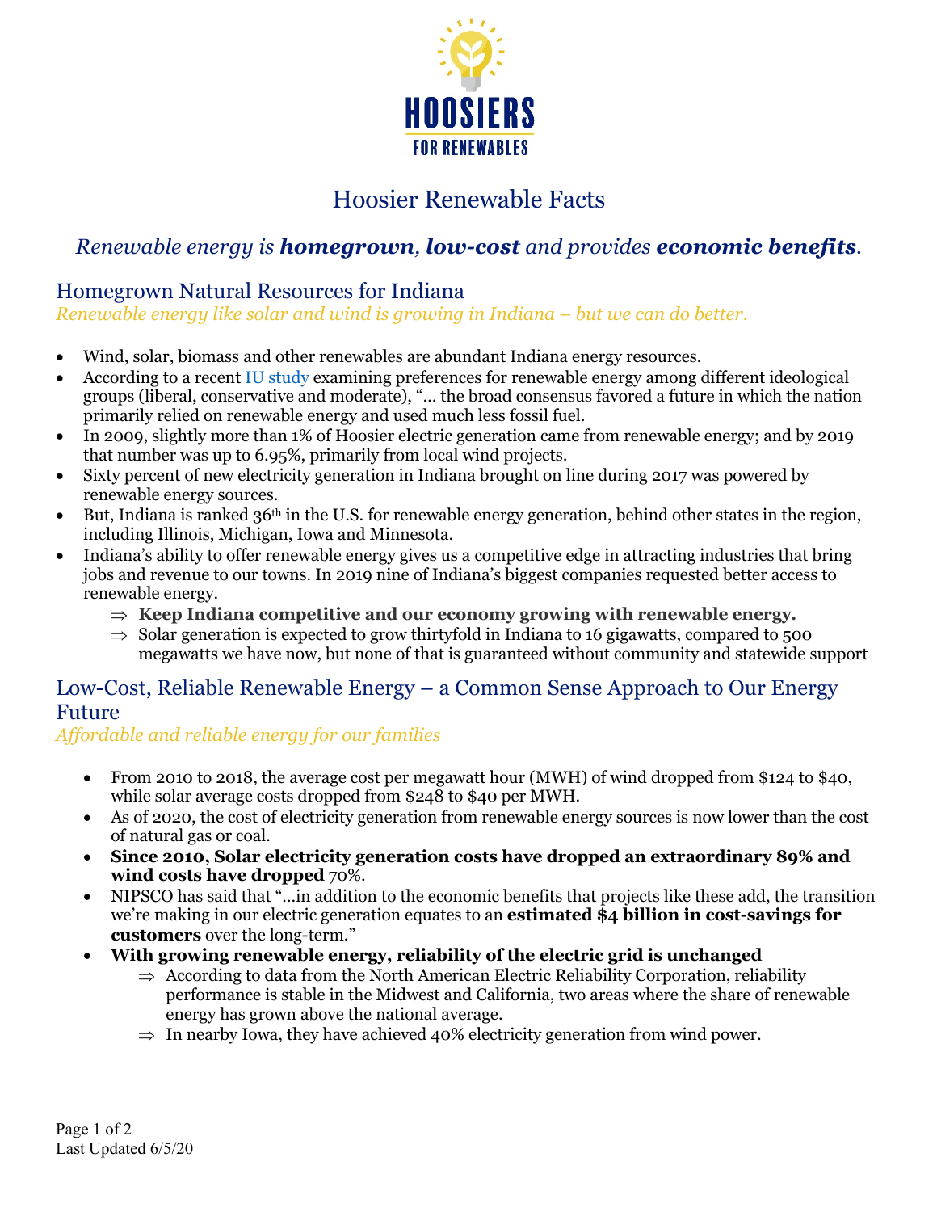# Hoosier Renewable Facts

*Renewable energy is **homegrown**, **low-cost** and provides **economic benefits**.*

## Homegrown Natural Resources for Indiana

*Renewable energy like solar and wind is growing in Indiana – but we can do better.*

- Wind, solar, biomass and other renewables are abundant Indiana energy resources.
- According to a recent IU study examining preferences for renewable energy among different ideological groups (liberal, conservative and moderate), "... the broad consensus favored a future in which the nation primarily relied on renewable energy and used much less fossil fuel.
- In 2009, slightly more than 1% of Hoosier electric generation came from renewable energy; and by 2019 that number was up to 6.95%, primarily from local wind projects.
- Sixty percent of new electricity generation in Indiana brought on line during 2017 was powered by renewable energy sources.
- But, Indiana is ranked 36th in the U.S. for renewable energy generation, behind other states in the region, including Illinois, Michigan, Iowa and Minnesota.
- Indiana's ability to offer renewable energy gives us a competitive edge in attracting industries that bring jobs and revenue to our towns. In 2019 nine of Indiana's biggest companies requested better access to renewable energy.
  - ⇒ **Keep Indiana competitive and our economy growing with renewable energy.**
  - ⇒ Solar generation is expected to grow thirtyfold in Indiana to 16 gigawatts, compared to 500 megawatts we have now, but none of that is guaranteed without community and statewide support

## Low-Cost, Reliable Renewable Energy – a Common Sense Approach to Our Energy Future

*Affordable and reliable energy for our families*

- From 2010 to 2018, the average cost per megawatt hour (MWH) of wind dropped from $124 to $40, while solar average costs dropped from $248 to $40 per MWH.
- As of 2020, the cost of electricity generation from renewable energy sources is now lower than the cost of natural gas or coal.
- **Since 2010, Solar electricity generation costs have dropped an extraordinary 89% and wind costs have dropped** 70%.
- NIPSCO has said that "…in addition to the economic benefits that projects like these add, the transition we're making in our electric generation equates to an **estimated $4 billion in cost-savings for customers** over the long-term."
- **With growing renewable energy, reliability of the electric grid is unchanged**
  - ⇒ According to data from the North American Electric Reliability Corporation, reliability performance is stable in the Midwest and California, two areas where the share of renewable energy has grown above the national average.
  - ⇒ In nearby Iowa, they have achieved 40% electricity generation from wind power.

Last Updated 6/5/20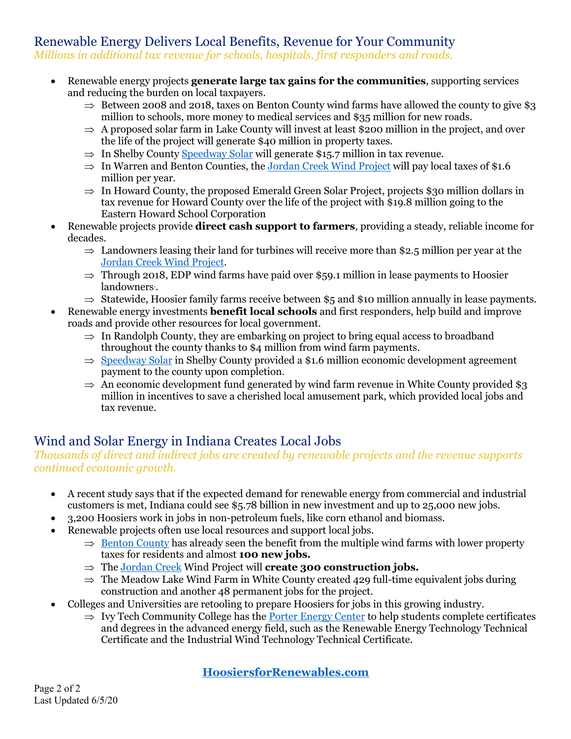## Renewable Energy Delivers Local Benefits, Revenue for Your Community

*Millions in additional tax revenue for schools, hospitals, first responders and roads.*

- Renewable energy projects **generate large tax gains for the communities**, supporting services and reducing the burden on local taxpayers.
  - ⇒ Between 2008 and 2018, taxes on Benton County wind farms have allowed the county to give $3 million to schools, more money to medical services and $35 million for new roads.
  - ⇒ A proposed solar farm in Lake County will invest at least $200 million in the project, and over the life of the project will generate $40 million in property taxes.
  - ⇒ In Shelby County Speedway Solar will generate $15.7 million in tax revenue.
  - ⇒ In Warren and Benton Counties, the Jordan Creek Wind Project will pay local taxes of $1.6 million per year.
  - ⇒ In Howard County, the proposed Emerald Green Solar Project, projects $30 million dollars in tax revenue for Howard County over the life of the project with $19.8 million going to the Eastern Howard School Corporation
- Renewable projects provide **direct cash support to farmers**, providing a steady, reliable income for decades.
  - ⇒ Landowners leasing their land for turbines will receive more than $2.5 million per year at the Jordan Creek Wind Project.
  - ⇒ Through 2018, EDP wind farms have paid over $59.1 million in lease payments to Hoosier landowners.
  - ⇒ Statewide, Hoosier family farms receive between $5 and $10 million annually in lease payments.
- Renewable energy investments **benefit local schools** and first responders, help build and improve roads and provide other resources for local government.
  - ⇒ In Randolph County, they are embarking on project to bring equal access to broadband throughout the county thanks to $4 million from wind farm payments.
  - ⇒ Speedway Solar in Shelby County provided a $1.6 million economic development agreement payment to the county upon completion.
  - ⇒ An economic development fund generated by wind farm revenue in White County provided $3 million in incentives to save a cherished local amusement park, which provided local jobs and tax revenue.

## Wind and Solar Energy in Indiana Creates Local Jobs

*Thousands of direct and indirect jobs are created by renewable projects and the revenue supports continued economic growth.*

- A recent study says that if the expected demand for renewable energy from commercial and industrial customers is met, Indiana could see $5.78 billion in new investment and up to 25,000 new jobs.
- 3,200 Hoosiers work in jobs in non-petroleum fuels, like corn ethanol and biomass.
- Renewable projects often use local resources and support local jobs.
  - ⇒ Benton County has already seen the benefit from the multiple wind farms with lower property taxes for residents and almost **100 new jobs.**
  - ⇒ The Jordan Creek Wind Project will **create 300 construction jobs.**
  - ⇒ The Meadow Lake Wind Farm in White County created 429 full-time equivalent jobs during construction and another 48 permanent jobs for the project.
- Colleges and Universities are retooling to prepare Hoosiers for jobs in this growing industry.
  - ⇒ Ivy Tech Community College has the Porter Energy Center to help students complete certificates and degrees in the advanced energy field, such as the Renewable Energy Technology Technical Certificate and the Industrial Wind Technology Technical Certificate.

**HoosiersforRenewables.com**

Last Updated 6/5/20